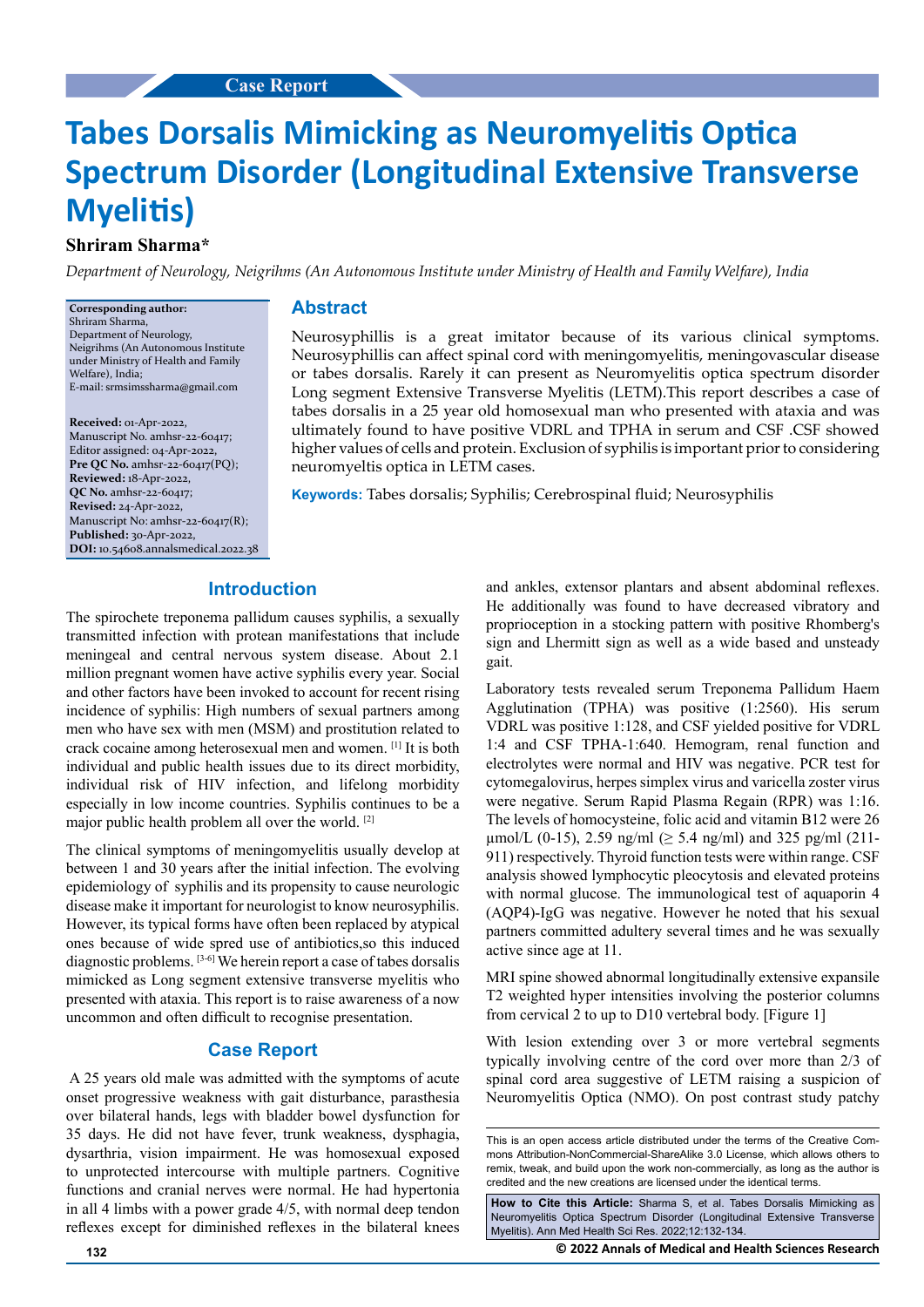Case Report

# Tabes Dorsalis Mimicking as Neuromyelitis Optica Spectrum Disorder (Longitudinal Extensive Transverse Myelitis)

**Shriram Sharma***

*Department of Neurology, Neigrihms (An Autonomous Institute under Ministry of Health and Family Welfare), India*

**Corresponding author:**
Shriram Sharma,
Department of Neurology,
Neigrihms (An Autonomous Institute under Ministry of Health and Family Welfare), India;
E-mail: srmsimssharma@gmail.com

**Received:** 01-Apr-2022, Manuscript No. amhsr-22-60417;
Editor assigned: 04-Apr-2022,
**Pre QC No.** amhsr-22-60417(PQ);
**Reviewed:** 18-Apr-2022,
**QC No.** amhsr-22-60417;
**Revised:** 24-Apr-2022,
Manuscript No: amhsr-22-60417(R);
**Published:** 30-Apr-2022,
**DOI:** 10.54608.annalsmedical.2022.38

## Abstract

Neurosyphillis is a great imitator because of its various clinical symptoms. Neurosyphillis can affect spinal cord with meningomyelitis, meningovascular disease or tabes dorsalis. Rarely it can present as Neuromyelitis optica spectrum disorder Long segment Extensive Transverse Myelitis (LETM).This report describes a case of tabes dorsalis in a 25 year old homosexual man who presented with ataxia and was ultimately found to have positive VDRL and TPHA in serum and CSF .CSF showed higher values of cells and protein. Exclusion of syphilis is important prior to considering neuromyeltis optica in LETM cases.

**Keywords:** Tabes dorsalis; Syphilis; Cerebrospinal fluid; Neurosyphilis

## Introduction

The spirochete treponema pallidum causes syphilis, a sexually transmitted infection with protean manifestations that include meningeal and central nervous system disease. About 2.1 million pregnant women have active syphilis every year. Social and other factors have been invoked to account for recent rising incidence of syphilis: High numbers of sexual partners among men who have sex with men (MSM) and prostitution related to crack cocaine among heterosexual men and women. [1] It is both individual and public health issues due to its direct morbidity, individual risk of HIV infection, and lifelong morbidity especially in low income countries. Syphilis continues to be a major public health problem all over the world. [2]

The clinical symptoms of meningomyelitis usually develop at between 1 and 30 years after the initial infection. The evolving epidemiology of syphilis and its propensity to cause neurologic disease make it important for neurologist to know neurosyphilis. However, its typical forms have often been replaced by atypical ones because of wide spred use of antibiotics,so this induced diagnostic problems. [3-6] We herein report a case of tabes dorsalis mimicked as Long segment extensive transverse myelitis who presented with ataxia. This report is to raise awareness of a now uncommon and often difficult to recognise presentation.

## Case Report

A 25 years old male was admitted with the symptoms of acute onset progressive weakness with gait disturbance, parasthesia over bilateral hands, legs with bladder bowel dysfunction for 35 days. He did not have fever, trunk weakness, dysphagia, dysarthria, vision impairment. He was homosexual exposed to unprotected intercourse with multiple partners. Cognitive functions and cranial nerves were normal. He had hypertonia in all 4 limbs with a power grade 4/5, with normal deep tendon reflexes except for diminished reflexes in the bilateral knees and ankles, extensor plantars and absent abdominal reflexes. He additionally was found to have decreased vibratory and proprioception in a stocking pattern with positive Rhomberg's sign and Lhermitt sign as well as a wide based and unsteady gait.

Laboratory tests revealed serum Treponema Pallidum Haem Agglutination (TPHA) was positive (1:2560). His serum VDRL was positive 1:128, and CSF yielded positive for VDRL 1:4 and CSF TPHA-1:640. Hemogram, renal function and electrolytes were normal and HIV was negative. PCR test for cytomegalovirus, herpes simplex virus and varicella zoster virus were negative. Serum Rapid Plasma Regain (RPR) was 1:16. The levels of homocysteine, folic acid and vitamin B12 were 26 μmol/L (0-15), 2.59 ng/ml (≥ 5.4 ng/ml) and 325 pg/ml (211-911) respectively. Thyroid function tests were within range. CSF analysis showed lymphocytic pleocytosis and elevated proteins with normal glucose. The immunological test of aquaporin 4 (AQP4)-IgG was negative. However he noted that his sexual partners committed adultery several times and he was sexually active since age at 11.

MRI spine showed abnormal longitudinally extensive expansile T2 weighted hyper intensities involving the posterior columns from cervical 2 to up to D10 vertebral body. [Figure 1]

With lesion extending over 3 or more vertebral segments typically involving centre of the cord over more than 2/3 of spinal cord area suggestive of LETM raising a suspicion of Neuromyelitis Optica (NMO). On post contrast study patchy

This is an open access article distributed under the terms of the Creative Commons Attribution-NonCommercial-ShareAlike 3.0 License, which allows others to remix, tweak, and build upon the work non-commercially, as long as the author is credited and the new creations are licensed under the identical terms.

**How to Cite this Article:** Sharma S, et al. Tabes Dorsalis Mimicking as Neuromyelitis Optica Spectrum Disorder (Longitudinal Extensive Transverse Myelitis). Ann Med Health Sci Res. 2022;12:132-134.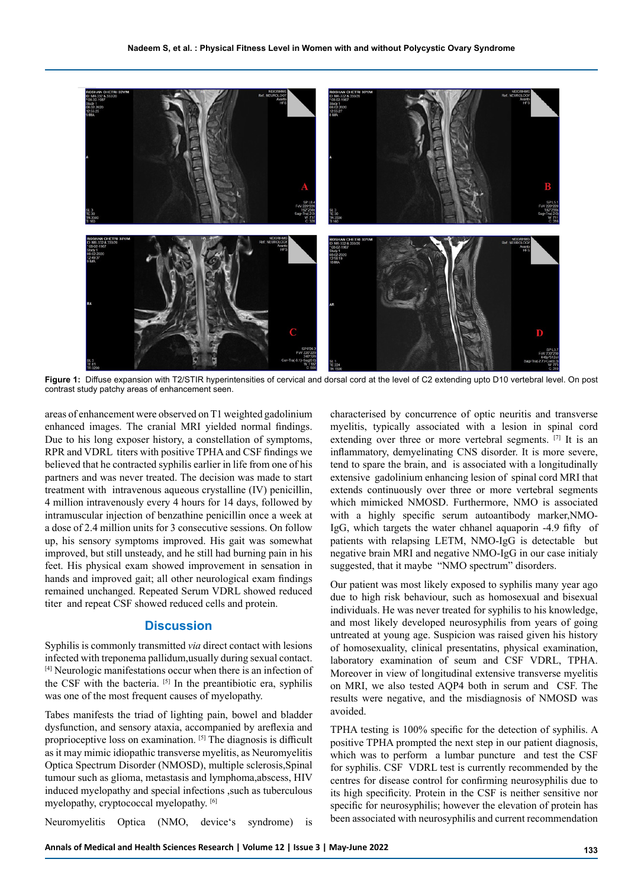Figure 1: Diffuse expansion with T2/STIR hyperintensities of cervical and dorsal cord at the level of C2 extending upto D10 vertebral level. On post contrast study patchy areas of enhancement seen.

areas of enhancement were observed on T1 weighted gadolinium enhanced images. The cranial MRI yielded normal findings. Due to his long exposer history, a constellation of symptoms, RPR and VDRL titers with positive TPHA and CSF findings we believed that he contracted syphilis earlier in life from one of his partners and was never treated. The decision was made to start treatment with intravenous aqueous crystalline (IV) penicillin, 4 million intravenously every 4 hours for 14 days, followed by intramuscular injection of benzathine penicillin once a week at a dose of 2.4 million units for 3 consecutive sessions. On follow up, his sensory symptoms improved. His gait was somewhat improved, but still unsteady, and he still had burning pain in his feet. His physical exam showed improvement in sensation in hands and improved gait; all other neurological exam findings remained unchanged. Repeated Serum VDRL showed reduced titer and repeat CSF showed reduced cells and protein.

## Discussion

Syphilis is commonly transmitted *via* direct contact with lesions infected with treponema pallidum,usually during sexual contact. [4] Neurologic manifestations occur when there is an infection of the CSF with the bacteria. [5] In the preantibiotic era, syphilis was one of the most frequent causes of myelopathy.

Tabes manifests the triad of lighting pain, bowel and bladder dysfunction, and sensory ataxia, accompanied by areflexia and proprioceptive loss on examination. [5] The diagnosis is difficult as it may mimic idiopathic transverse myelitis, as Neuromyelitis Optica Spectrum Disorder (NMOSD), multiple sclerosis,Spinal tumour such as glioma, metastasis and lymphoma,abscess, HIV induced myelopathy and special infections ,such as tuberculous myelopathy, cryptococcal myelopathy. [6]

Neuromyelitis Optica (NMO, device's syndrome) is characterised by concurrence of optic neuritis and transverse myelitis, typically associated with a lesion in spinal cord extending over three or more vertebral segments. [7] It is an inflammatory, demyelinating CNS disorder. It is more severe, tend to spare the brain, and is associated with a longitudinally extensive gadolinium enhancing lesion of spinal cord MRI that extends continuously over three or more vertebral segments which mimicked NMOSD. Furthermore, NMO is associated with a highly specific serum autoantibody marker,NMO-IgG, which targets the water chhanel aquaporin -4.9 fifty of patients with relapsing LETM, NMO-IgG is detectable but negative brain MRI and negative NMO-IgG in our case initialy suggested, that it maybe "NMO spectrum" disorders.

Our patient was most likely exposed to syphilis many year ago due to high risk behaviour, such as homosexual and bisexual individuals. He was never treated for syphilis to his knowledge, and most likely developed neurosyphilis from years of going untreated at young age. Suspicion was raised given his history of homosexuality, clinical presentatins, physical examination, laboratory examination of seum and CSF VDRL, TPHA. Moreover in view of longitudinal extensive transverse myelitis on MRI, we also tested AQP4 both in serum and CSF. The results were negative, and the misdiagnosis of NMOSD was avoided.

TPHA testing is 100% specific for the detection of syphilis. A positive TPHA prompted the next step in our patient diagnosis, which was to perform a lumbar puncture and test the CSF for syphilis. CSF VDRL test is currently recommended by the centres for disease control for confirming neurosyphilis due to its high specificity. Protein in the CSF is neither sensitive nor specific for neurosyphilis; however the elevation of protein has been associated with neurosyphilis and current recommendation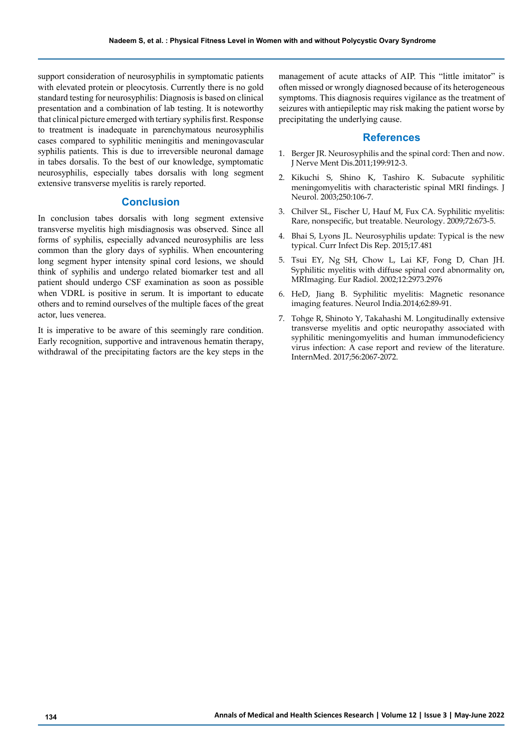support consideration of neurosyphilis in symptomatic patients with elevated protein or pleocytosis. Currently there is no gold standard testing for neurosyphilis: Diagnosis is based on clinical presentation and a combination of lab testing. It is noteworthy that clinical picture emerged with tertiary syphilis first. Response to treatment is inadequate in parenchymatous neurosyphilis cases compared to syphilitic meningitis and meningovascular syphilis patients. This is due to irreversible neuronal damage in tabes dorsalis. To the best of our knowledge, symptomatic neurosyphilis, especially tabes dorsalis with long segment extensive transverse myelitis is rarely reported.

## Conclusion

In conclusion tabes dorsalis with long segment extensive transverse myelitis high misdiagnosis was observed. Since all forms of syphilis, especially advanced neurosyphilis are less common than the glory days of syphilis. When encountering long segment hyper intensity spinal cord lesions, we should think of syphilis and undergo related biomarker test and all patient should undergo CSF examination as soon as possible when VDRL is positive in serum. It is important to educate others and to remind ourselves of the multiple faces of the great actor, lues venerea.

It is imperative to be aware of this seemingly rare condition. Early recognition, supportive and intravenous hematin therapy, withdrawal of the precipitating factors are the key steps in the management of acute attacks of AIP. This "little imitator" is often missed or wrongly diagnosed because of its heterogeneous symptoms. This diagnosis requires vigilance as the treatment of seizures with antiepileptic may risk making the patient worse by precipitating the underlying cause.

## References

1. Berger JR. Neurosyphilis and the spinal cord: Then and now. J Nerve Ment Dis.2011;199:912-3.
2. Kikuchi S, Shino K, Tashiro K. Subacute syphilitic meningomyelitis with characteristic spinal MRI findings. J Neurol. 2003;250:106-7.
3. Chilver SL, Fischer U, Hauf M, Fux CA. Syphilitic myelitis: Rare, nonspecific, but treatable. Neurology. 2009;72:673-5.
4. Bhai S, Lyons JL. Neurosyphilis update: Typical is the new typical. Curr Infect Dis Rep. 2015;17.481
5. Tsui EY, Ng SH, Chow L, Lai KF, Fong D, Chan JH. Syphilitic myelitis with diffuse spinal cord abnormality on, MRImaging. Eur Radiol. 2002;12:2973.2976
6. HeD, Jiang B. Syphilitic myelitis: Magnetic resonance imaging features. Neurol India.2014;62:89-91.
7. Tohge R, Shinoto Y, Takahashi M. Longitudinally extensive transverse myelitis and optic neuropathy associated with syphilitic meningomyelitis and human immunodeficiency virus infection: A case report and review of the literature. InternMed. 2017;56:2067-2072.